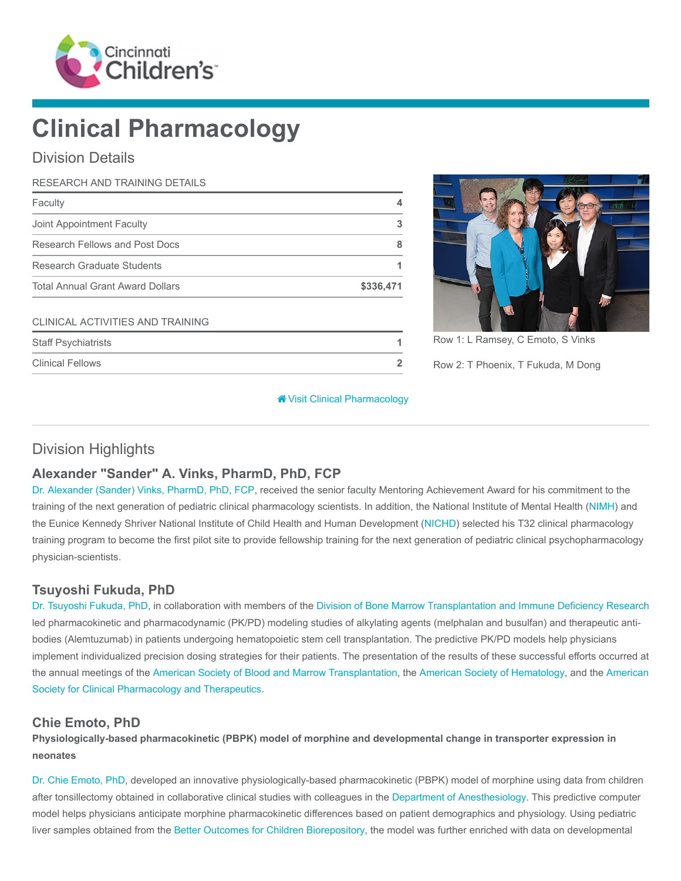# Clinical Pharmacology

## Division Details

| RESEARCH AND TRAINING DETAILS | |
|---|---|
| Faculty | 4 |
| Joint Appointment Faculty | 3 |
| Research Fellows and Post Docs | 8 |
| Research Graduate Students | 1 |
| Total Annual Grant Award Dollars | $336,471 |

| CLINICAL ACTIVITIES AND TRAINING | |
|---|---|
| Staff Psychiatrists | 1 |
| Clinical Fellows | 2 |

Row 1: L Ramsey, C Emoto, S Vinks

Row 2: T Phoenix, T Fukuda, M Dong

Visit Clinical Pharmacology

## Division Highlights

### Alexander "Sander" A. Vinks, PharmD, PhD, FCP

Dr. Alexander (Sander) Vinks, PharmD, PhD, FCP, received the senior faculty Mentoring Achievement Award for his commitment to the training of the next generation of pediatric clinical pharmacology scientists. In addition, the National Institute of Mental Health (NIMH) and the Eunice Kennedy Shriver National Institute of Child Health and Human Development (NICHD) selected his T32 clinical pharmacology training program to become the first pilot site to provide fellowship training for the next generation of pediatric clinical psychopharmacology physician-scientists.

### Tsuyoshi Fukuda, PhD

Dr. Tsuyoshi Fukuda, PhD, in collaboration with members of the Division of Bone Marrow Transplantation and Immune Deficiency Research led pharmacokinetic and pharmacodynamic (PK/PD) modeling studies of alkylating agents (melphalan and busulfan) and therapeutic anti-bodies (Alemtuzumab) in patients undergoing hematopoietic stem cell transplantation. The predictive PK/PD models help physicians implement individualized precision dosing strategies for their patients. The presentation of the results of these successful efforts occurred at the annual meetings of the American Society of Blood and Marrow Transplantation, the American Society of Hematology, and the American Society for Clinical Pharmacology and Therapeutics.

### Chie Emoto, PhD

**Physiologically-based pharmacokinetic (PBPK) model of morphine and developmental change in transporter expression in neonates**

Dr. Chie Emoto, PhD, developed an innovative physiologically-based pharmacokinetic (PBPK) model of morphine using data from children after tonsillectomy obtained in collaborative clinical studies with colleagues in the Department of Anesthesiology. This predictive computer model helps physicians anticipate morphine pharmacokinetic differences based on patient demographics and physiology. Using pediatric liver samples obtained from the Better Outcomes for Children Biorepository, the model was further enriched with data on developmental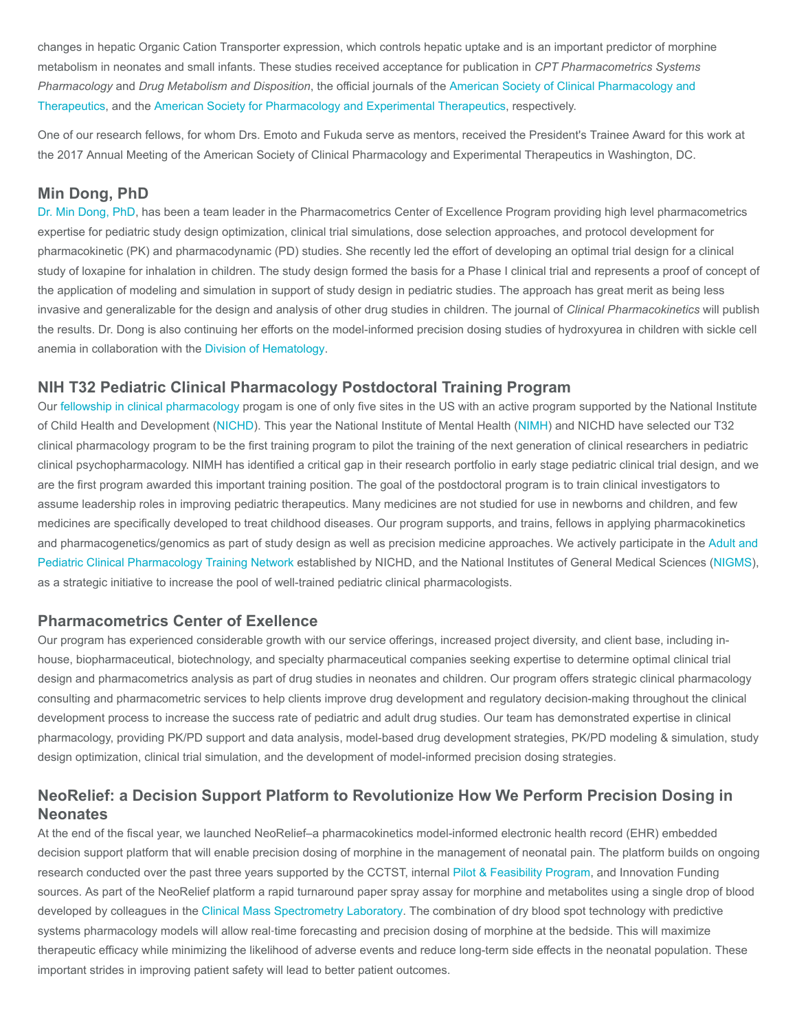changes in hepatic Organic Cation Transporter expression, which controls hepatic uptake and is an important predictor of morphine metabolism in neonates and small infants. These studies received acceptance for publication in *CPT Pharmacometrics Systems Pharmacology* and *Drug Metabolism and Disposition*, the official journals of the American Society of Clinical Pharmacology and Therapeutics, and the American Society for Pharmacology and Experimental Therapeutics, respectively.

One of our research fellows, for whom Drs. Emoto and Fukuda serve as mentors, received the President's Trainee Award for this work at the 2017 Annual Meeting of the American Society of Clinical Pharmacology and Experimental Therapeutics in Washington, DC.

## Min Dong, PhD

Dr. Min Dong, PhD, has been a team leader in the Pharmacometrics Center of Excellence Program providing high level pharmacometrics expertise for pediatric study design optimization, clinical trial simulations, dose selection approaches, and protocol development for pharmacokinetic (PK) and pharmacodynamic (PD) studies. She recently led the effort of developing an optimal trial design for a clinical study of loxapine for inhalation in children. The study design formed the basis for a Phase I clinical trial and represents a proof of concept of the application of modeling and simulation in support of study design in pediatric studies. The approach has great merit as being less invasive and generalizable for the design and analysis of other drug studies in children. The journal of *Clinical Pharmacokinetics* will publish the results. Dr. Dong is also continuing her efforts on the model-informed precision dosing studies of hydroxyurea in children with sickle cell anemia in collaboration with the Division of Hematology.

## NIH T32 Pediatric Clinical Pharmacology Postdoctoral Training Program

Our fellowship in clinical pharmacology progam is one of only five sites in the US with an active program supported by the National Institute of Child Health and Development (NICHD). This year the National Institute of Mental Health (NIMH) and NICHD have selected our T32 clinical pharmacology program to be the first training program to pilot the training of the next generation of clinical researchers in pediatric clinical psychopharmacology. NIMH has identified a critical gap in their research portfolio in early stage pediatric clinical trial design, and we are the first program awarded this important training position. The goal of the postdoctoral program is to train clinical investigators to assume leadership roles in improving pediatric therapeutics. Many medicines are not studied for use in newborns and children, and few medicines are specifically developed to treat childhood diseases. Our program supports, and trains, fellows in applying pharmacokinetics and pharmacogenetics/genomics as part of study design as well as precision medicine approaches. We actively participate in the Adult and Pediatric Clinical Pharmacology Training Network established by NICHD, and the National Institutes of General Medical Sciences (NIGMS), as a strategic initiative to increase the pool of well-trained pediatric clinical pharmacologists.

## Pharmacometrics Center of Exellence

Our program has experienced considerable growth with our service offerings, increased project diversity, and client base, including in-house, biopharmaceutical, biotechnology, and specialty pharmaceutical companies seeking expertise to determine optimal clinical trial design and pharmacometrics analysis as part of drug studies in neonates and children. Our program offers strategic clinical pharmacology consulting and pharmacometric services to help clients improve drug development and regulatory decision-making throughout the clinical development process to increase the success rate of pediatric and adult drug studies. Our team has demonstrated expertise in clinical pharmacology, providing PK/PD support and data analysis, model-based drug development strategies, PK/PD modeling & simulation, study design optimization, clinical trial simulation, and the development of model-informed precision dosing strategies.

## NeoRelief: a Decision Support Platform to Revolutionize How We Perform Precision Dosing in Neonates

At the end of the fiscal year, we launched NeoRelief–a pharmacokinetics model-informed electronic health record (EHR) embedded decision support platform that will enable precision dosing of morphine in the management of neonatal pain. The platform builds on ongoing research conducted over the past three years supported by the CCTST, internal Pilot & Feasibility Program, and Innovation Funding sources. As part of the NeoRelief platform a rapid turnaround paper spray assay for morphine and metabolites using a single drop of blood developed by colleagues in the Clinical Mass Spectrometry Laboratory. The combination of dry blood spot technology with predictive systems pharmacology models will allow real-time forecasting and precision dosing of morphine at the bedside. This will maximize therapeutic efficacy while minimizing the likelihood of adverse events and reduce long-term side effects in the neonatal population. These important strides in improving patient safety will lead to better patient outcomes.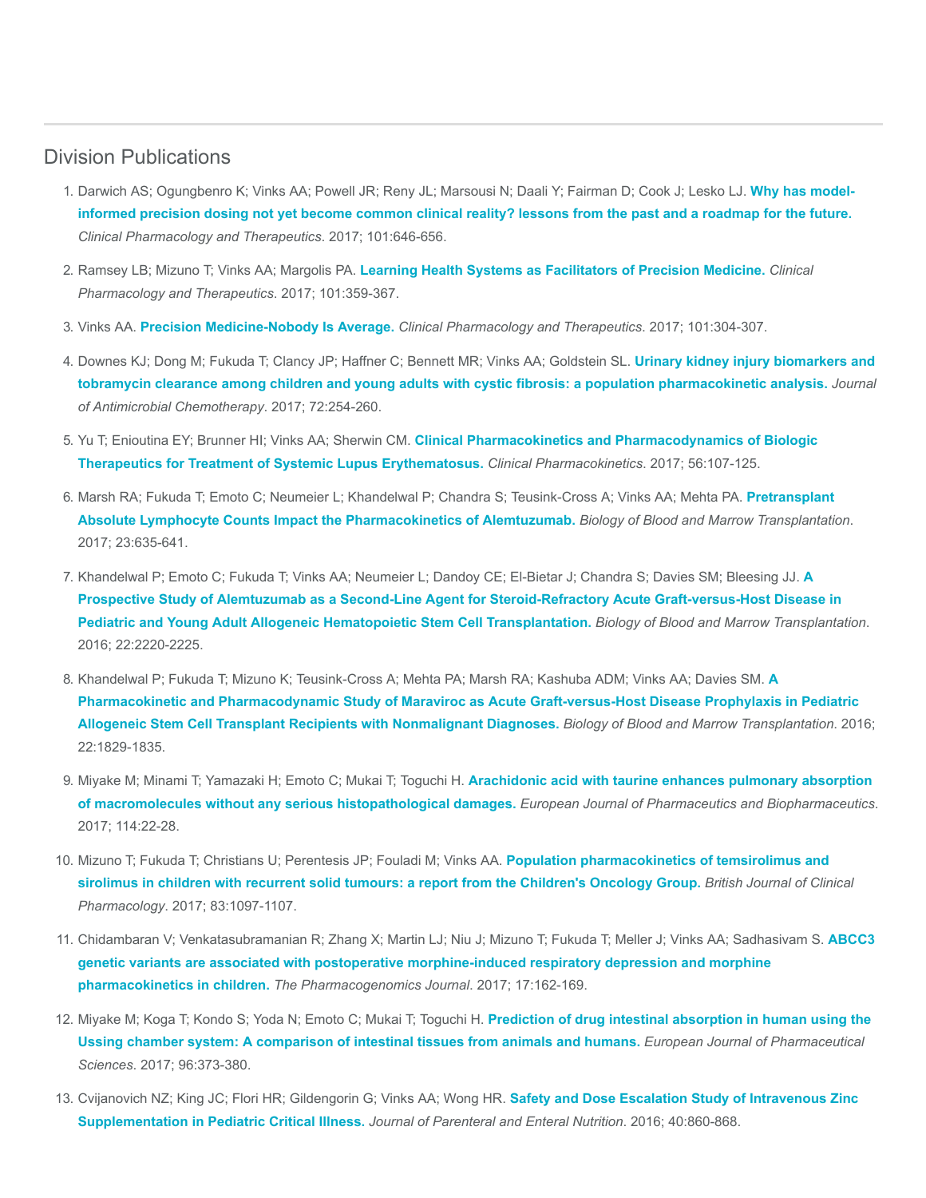## Division Publications

1. Darwich AS; Ogungbenro K; Vinks AA; Powell JR; Reny JL; Marsousi N; Daali Y; Fairman D; Cook J; Lesko LJ. **Why has model-informed precision dosing not yet become common clinical reality? lessons from the past and a roadmap for the future.** *Clinical Pharmacology and Therapeutics*. 2017; 101:646-656.

2. Ramsey LB; Mizuno T; Vinks AA; Margolis PA. **Learning Health Systems as Facilitators of Precision Medicine.** *Clinical Pharmacology and Therapeutics*. 2017; 101:359-367.

3. Vinks AA. **Precision Medicine-Nobody Is Average.** *Clinical Pharmacology and Therapeutics*. 2017; 101:304-307.

4. Downes KJ; Dong M; Fukuda T; Clancy JP; Haffner C; Bennett MR; Vinks AA; Goldstein SL. **Urinary kidney injury biomarkers and tobramycin clearance among children and young adults with cystic fibrosis: a population pharmacokinetic analysis.** *Journal of Antimicrobial Chemotherapy*. 2017; 72:254-260.

5. Yu T; Enioutina EY; Brunner HI; Vinks AA; Sherwin CM. **Clinical Pharmacokinetics and Pharmacodynamics of Biologic Therapeutics for Treatment of Systemic Lupus Erythematosus.** *Clinical Pharmacokinetics*. 2017; 56:107-125.

6. Marsh RA; Fukuda T; Emoto C; Neumeier L; Khandelwal P; Chandra S; Teusink-Cross A; Vinks AA; Mehta PA. **Pretransplant Absolute Lymphocyte Counts Impact the Pharmacokinetics of Alemtuzumab.** *Biology of Blood and Marrow Transplantation*. 2017; 23:635-641.

7. Khandelwal P; Emoto C; Fukuda T; Vinks AA; Neumeier L; Dandoy CE; El-Bietar J; Chandra S; Davies SM; Bleesing JJ. **A Prospective Study of Alemtuzumab as a Second-Line Agent for Steroid-Refractory Acute Graft-versus-Host Disease in Pediatric and Young Adult Allogeneic Hematopoietic Stem Cell Transplantation.** *Biology of Blood and Marrow Transplantation*. 2016; 22:2220-2225.

8. Khandelwal P; Fukuda T; Mizuno K; Teusink-Cross A; Mehta PA; Marsh RA; Kashuba ADM; Vinks AA; Davies SM. **A Pharmacokinetic and Pharmacodynamic Study of Maraviroc as Acute Graft-versus-Host Disease Prophylaxis in Pediatric Allogeneic Stem Cell Transplant Recipients with Nonmalignant Diagnoses.** *Biology of Blood and Marrow Transplantation*. 2016; 22:1829-1835.

9. Miyake M; Minami T; Yamazaki H; Emoto C; Mukai T; Toguchi H. **Arachidonic acid with taurine enhances pulmonary absorption of macromolecules without any serious histopathological damages.** *European Journal of Pharmaceutics and Biopharmaceutics*. 2017; 114:22-28.

10. Mizuno T; Fukuda T; Christians U; Perentesis JP; Fouladi M; Vinks AA. **Population pharmacokinetics of temsirolimus and sirolimus in children with recurrent solid tumours: a report from the Children's Oncology Group.** *British Journal of Clinical Pharmacology*. 2017; 83:1097-1107.

11. Chidambaran V; Venkatasubramanian R; Zhang X; Martin LJ; Niu J; Mizuno T; Fukuda T; Meller J; Vinks AA; Sadhasivam S. **ABCC3 genetic variants are associated with postoperative morphine-induced respiratory depression and morphine pharmacokinetics in children.** *The Pharmacogenomics Journal*. 2017; 17:162-169.

12. Miyake M; Koga T; Kondo S; Yoda N; Emoto C; Mukai T; Toguchi H. **Prediction of drug intestinal absorption in human using the Ussing chamber system: A comparison of intestinal tissues from animals and humans.** *European Journal of Pharmaceutical Sciences*. 2017; 96:373-380.

13. Cvijanovich NZ; King JC; Flori HR; Gildengorin G; Vinks AA; Wong HR. **Safety and Dose Escalation Study of Intravenous Zinc Supplementation in Pediatric Critical Illness.** *Journal of Parenteral and Enteral Nutrition*. 2016; 40:860-868.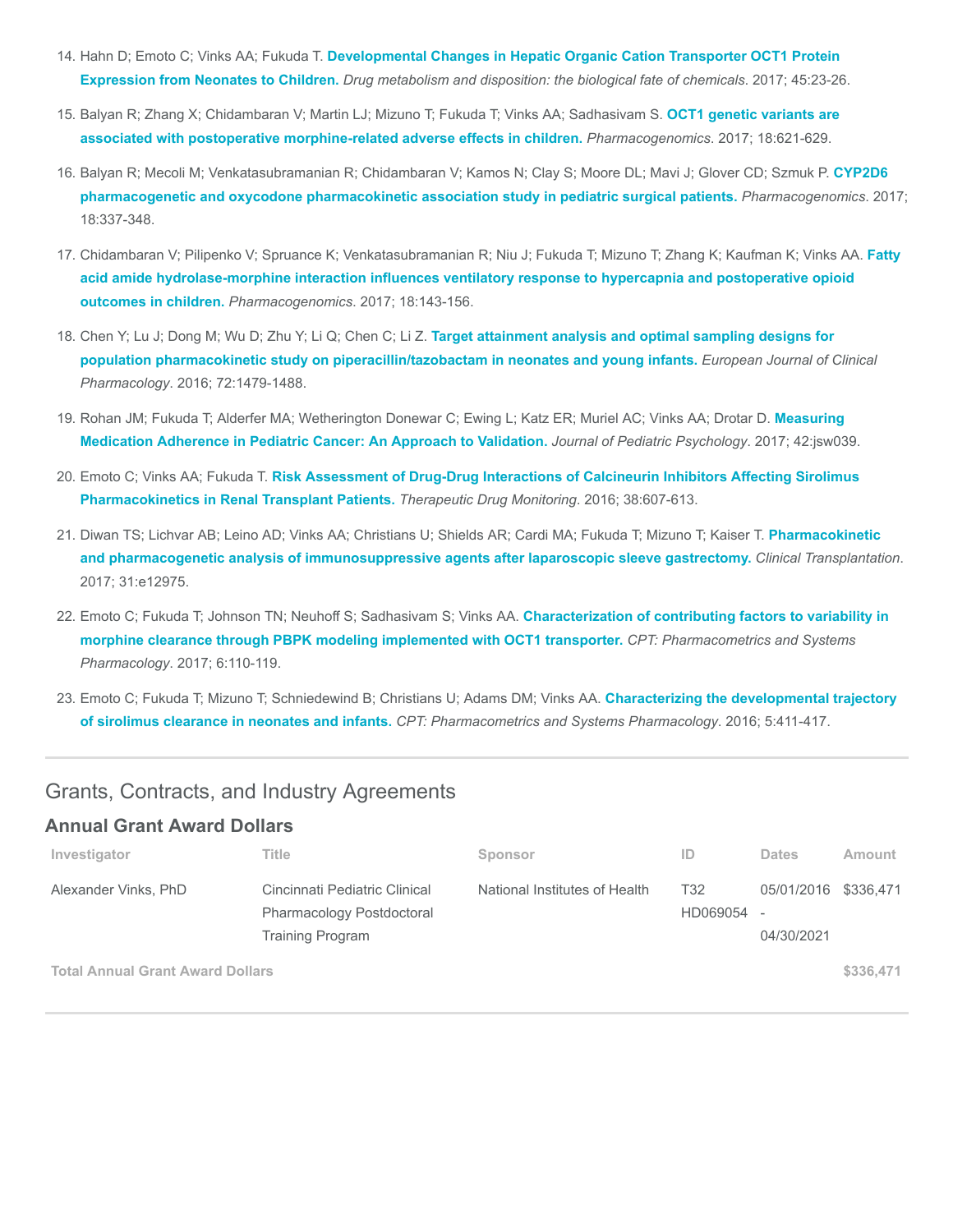14. Hahn D; Emoto C; Vinks AA; Fukuda T. **Developmental Changes in Hepatic Organic Cation Transporter OCT1 Protein Expression from Neonates to Children.** *Drug metabolism and disposition: the biological fate of chemicals*. 2017; 45:23-26.

15. Balyan R; Zhang X; Chidambaran V; Martin LJ; Mizuno T; Fukuda T; Vinks AA; Sadhasivam S. **OCT1 genetic variants are associated with postoperative morphine-related adverse effects in children.** *Pharmacogenomics*. 2017; 18:621-629.

16. Balyan R; Mecoli M; Venkatasubramanian R; Chidambaran V; Kamos N; Clay S; Moore DL; Mavi J; Glover CD; Szmuk P. **CYP2D6 pharmacogenetic and oxycodone pharmacokinetic association study in pediatric surgical patients.** *Pharmacogenomics*. 2017; 18:337-348.

17. Chidambaran V; Pilipenko V; Spruance K; Venkatasubramanian R; Niu J; Fukuda T; Mizuno T; Zhang K; Kaufman K; Vinks AA. **Fatty acid amide hydrolase-morphine interaction influences ventilatory response to hypercapnia and postoperative opioid outcomes in children.** *Pharmacogenomics*. 2017; 18:143-156.

18. Chen Y; Lu J; Dong M; Wu D; Zhu Y; Li Q; Chen C; Li Z. **Target attainment analysis and optimal sampling designs for population pharmacokinetic study on piperacillin/tazobactam in neonates and young infants.** *European Journal of Clinical Pharmacology*. 2016; 72:1479-1488.

19. Rohan JM; Fukuda T; Alderfer MA; Wetherington Donewar C; Ewing L; Katz ER; Muriel AC; Vinks AA; Drotar D. **Measuring Medication Adherence in Pediatric Cancer: An Approach to Validation.** *Journal of Pediatric Psychology*. 2017; 42:jsw039.

20. Emoto C; Vinks AA; Fukuda T. **Risk Assessment of Drug-Drug Interactions of Calcineurin Inhibitors Affecting Sirolimus Pharmacokinetics in Renal Transplant Patients.** *Therapeutic Drug Monitoring*. 2016; 38:607-613.

21. Diwan TS; Lichvar AB; Leino AD; Vinks AA; Christians U; Shields AR; Cardi MA; Fukuda T; Mizuno T; Kaiser T. **Pharmacokinetic and pharmacogenetic analysis of immunosuppressive agents after laparoscopic sleeve gastrectomy.** *Clinical Transplantation*. 2017; 31:e12975.

22. Emoto C; Fukuda T; Johnson TN; Neuhoff S; Sadhasivam S; Vinks AA. **Characterization of contributing factors to variability in morphine clearance through PBPK modeling implemented with OCT1 transporter.** *CPT: Pharmacometrics and Systems Pharmacology*. 2017; 6:110-119.

23. Emoto C; Fukuda T; Mizuno T; Schniedewind B; Christians U; Adams DM; Vinks AA. **Characterizing the developmental trajectory of sirolimus clearance in neonates and infants.** *CPT: Pharmacometrics and Systems Pharmacology*. 2016; 5:411-417.

## Grants, Contracts, and Industry Agreements

### Annual Grant Award Dollars

| Investigator | Title | Sponsor | ID | Dates | Amount |
|---|---|---|---|---|---|
| Alexander Vinks, PhD | Cincinnati Pediatric Clinical Pharmacology Postdoctoral Training Program | National Institutes of Health | T32 HD069054 | 05/01/2016 - 04/30/2021 | $336,471 |
| **Total Annual Grant Award Dollars** | | | | | **$336,471** |